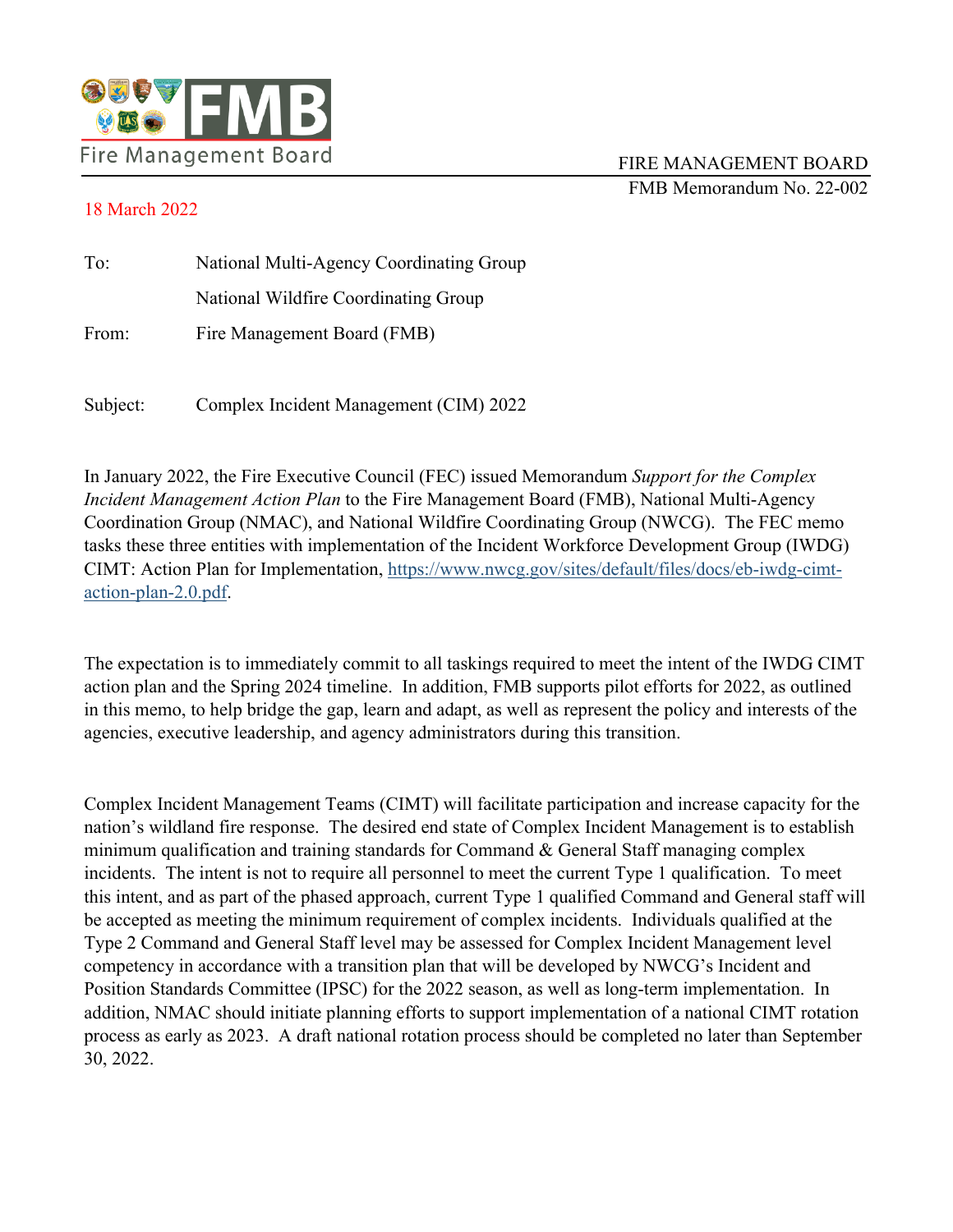Fire Management Board

FIRE MANAGEMENT BOARD
FMB Memorandum No. 22-002

18 March 2022

To: National Multi-Agency Coordinating Group
National Wildfire Coordinating Group

From: Fire Management Board (FMB)

Subject: Complex Incident Management (CIM) 2022

In January 2022, the Fire Executive Council (FEC) issued Memorandum *Support for the Complex Incident Management Action Plan* to the Fire Management Board (FMB), National Multi-Agency Coordination Group (NMAC), and National Wildfire Coordinating Group (NWCG). The FEC memo tasks these three entities with implementation of the Incident Workforce Development Group (IWDG) CIMT: Action Plan for Implementation, [https://www.nwcg.gov/sites/default/files/docs/eb-iwdg-cimt-action-plan-2.0.pdf](https://www.nwcg.gov/sites/default/files/docs/eb-iwdg-cimt-action-plan-2.0.pdf).

The expectation is to immediately commit to all taskings required to meet the intent of the IWDG CIMT action plan and the Spring 2024 timeline. In addition, FMB supports pilot efforts for 2022, as outlined in this memo, to help bridge the gap, learn and adapt, as well as represent the policy and interests of the agencies, executive leadership, and agency administrators during this transition.

Complex Incident Management Teams (CIMT) will facilitate participation and increase capacity for the nation's wildland fire response. The desired end state of Complex Incident Management is to establish minimum qualification and training standards for Command & General Staff managing complex incidents. The intent is not to require all personnel to meet the current Type 1 qualification. To meet this intent, and as part of the phased approach, current Type 1 qualified Command and General staff will be accepted as meeting the minimum requirement of complex incidents. Individuals qualified at the Type 2 Command and General Staff level may be assessed for Complex Incident Management level competency in accordance with a transition plan that will be developed by NWCG's Incident and Position Standards Committee (IPSC) for the 2022 season, as well as long-term implementation. In addition, NMAC should initiate planning efforts to support implementation of a national CIMT rotation process as early as 2023. A draft national rotation process should be completed no later than September 30, 2022.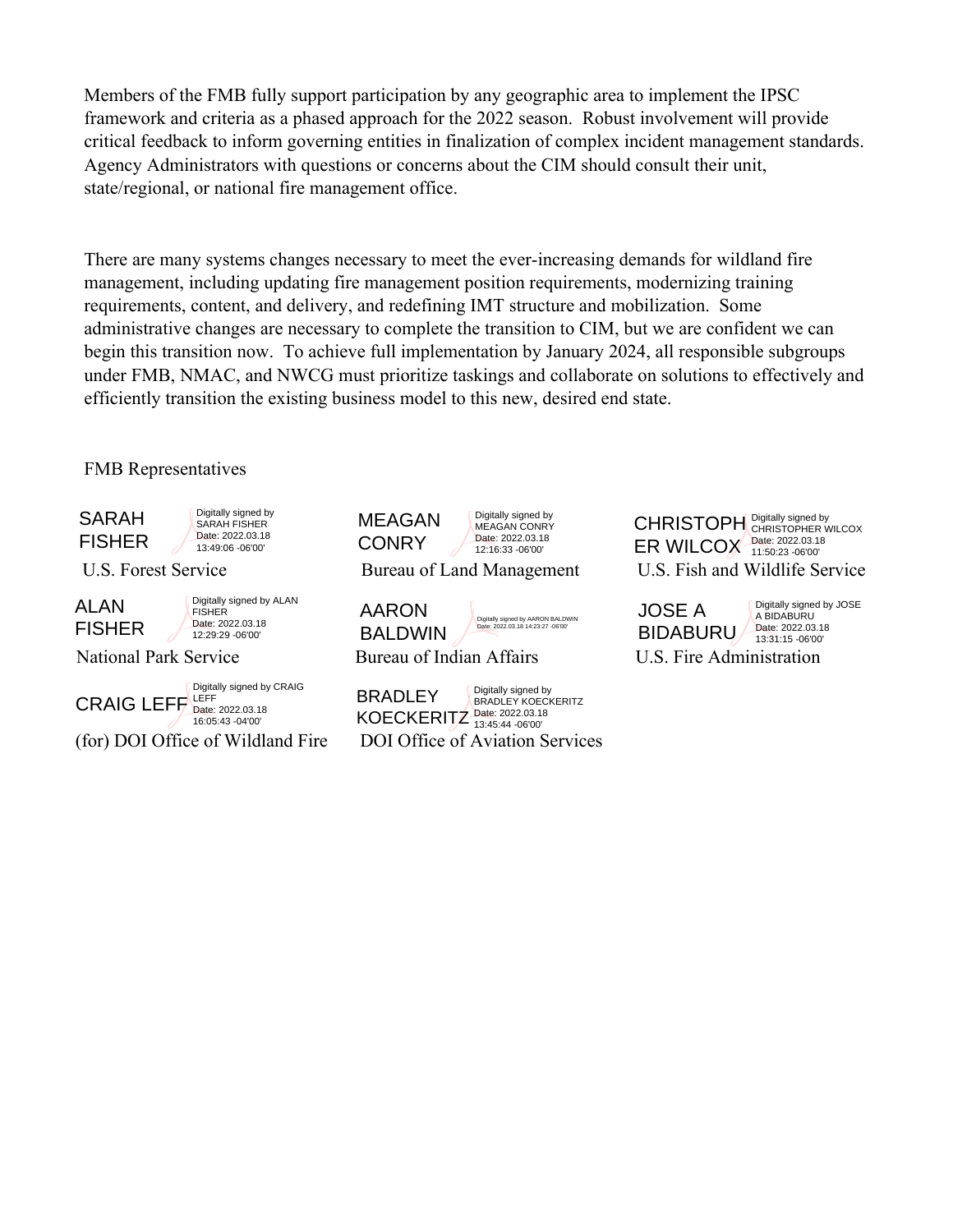Members of the FMB fully support participation by any geographic area to implement the IPSC framework and criteria as a phased approach for the 2022 season. Robust involvement will provide critical feedback to inform governing entities in finalization of complex incident management standards. Agency Administrators with questions or concerns about the CIM should consult their unit, state/regional, or national fire management office.

There are many systems changes necessary to meet the ever-increasing demands for wildland fire management, including updating fire management position requirements, modernizing training requirements, content, and delivery, and redefining IMT structure and mobilization. Some administrative changes are necessary to complete the transition to CIM, but we are confident we can begin this transition now. To achieve full implementation by January 2024, all responsible subgroups under FMB, NMAC, and NWCG must prioritize taskings and collaborate on solutions to effectively and efficiently transition the existing business model to this new, desired end state.

FMB Representatives

SARAH FISHER
Digitally signed by SARAH FISHER
Date: 2022.03.18 13:49:06 -06'00'
U.S. Forest Service

MEAGAN CONRY
Digitally signed by MEAGAN CONRY
Date: 2022.03.18 12:16:33 -06'00'
Bureau of Land Management

CHRISTOPHER WILCOX
Digitally signed by CHRISTOPHER WILCOX
Date: 2022.03.18 11:50:23 -06'00'
U.S. Fish and Wildlife Service

ALAN FISHER
Digitally signed by ALAN FISHER
Date: 2022.03.18 12:29:29 -06'00'
National Park Service

AARON BALDWIN
Digitally signed by AARON BALDWIN
Date: 2022.03.18 14:23:27 -06'00'
Bureau of Indian Affairs

JOSE A BIDABURU
Digitally signed by JOSE A BIDABURU
Date: 2022.03.18 13:31:15 -06'00'
U.S. Fire Administration

CRAIG LEFF
Digitally signed by CRAIG LEFF
Date: 2022.03.18 16:05:43 -04'00'
(for) DOI Office of Wildland Fire

BRADLEY KOECKERITZ
Digitally signed by BRADLEY KOECKERITZ
Date: 2022.03.18 13:45:44 -06'00'
DOI Office of Aviation Services